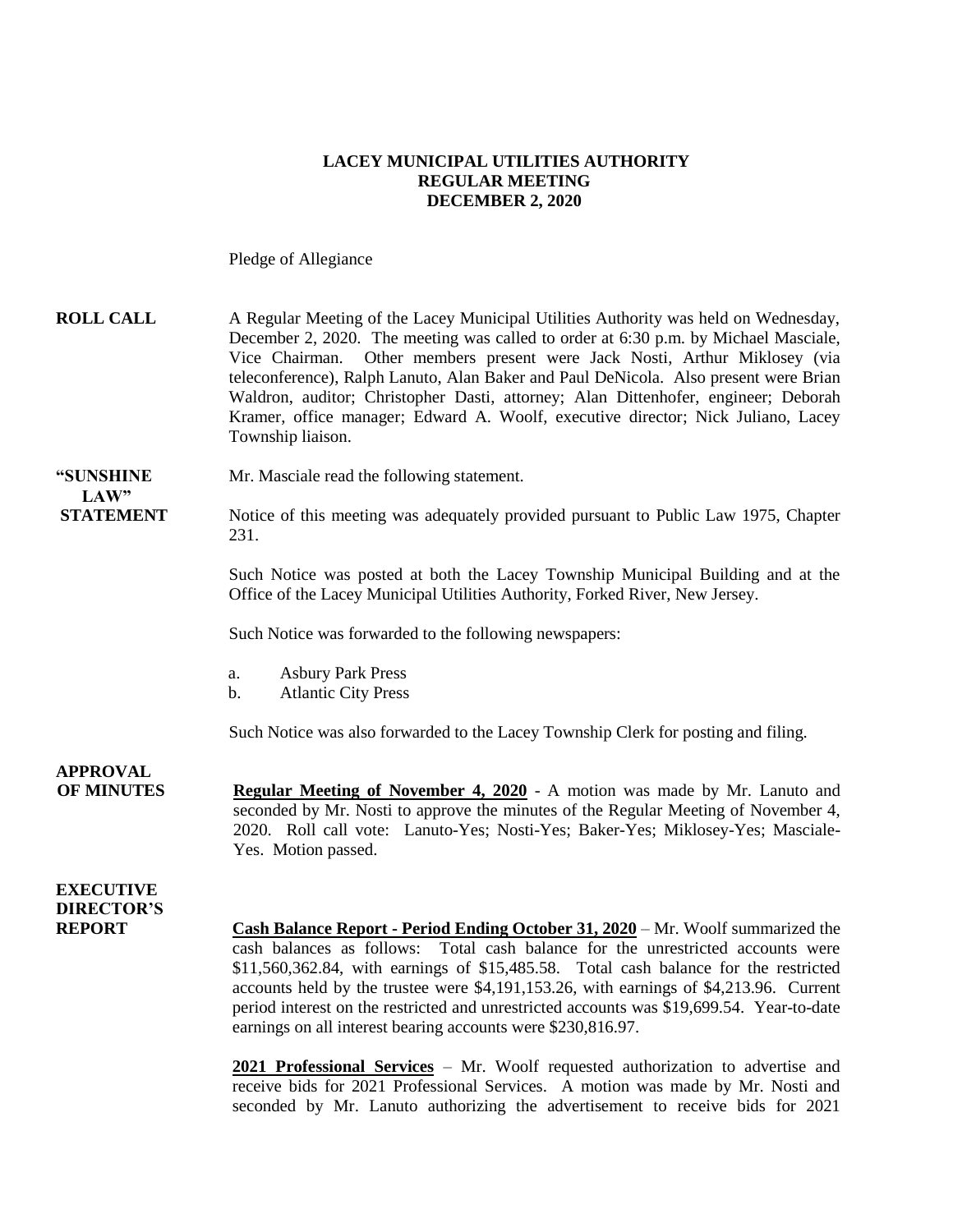# LACEY MUNICIPAL UTILITIES AUTHORITY
## REGULAR MEETING
## DECEMBER 2, 2020

Pledge of Allegiance

**ROLL CALL**

A Regular Meeting of the Lacey Municipal Utilities Authority was held on Wednesday, December 2, 2020. The meeting was called to order at 6:30 p.m. by Michael Masciale, Vice Chairman. Other members present were Jack Nosti, Arthur Miklosey (via teleconference), Ralph Lanuto, Alan Baker and Paul DeNicola. Also present were Brian Waldron, auditor; Christopher Dasti, attorney; Alan Dittenhofer, engineer; Deborah Kramer, office manager; Edward A. Woolf, executive director; Nick Juliano, Lacey Township liaison.

**"SUNSHINE LAW" STATEMENT**

Mr. Masciale read the following statement.

Notice of this meeting was adequately provided pursuant to Public Law 1975, Chapter 231.

Such Notice was posted at both the Lacey Township Municipal Building and at the Office of the Lacey Municipal Utilities Authority, Forked River, New Jersey.

Such Notice was forwarded to the following newspapers:

a. Asbury Park Press
b. Atlantic City Press

Such Notice was also forwarded to the Lacey Township Clerk for posting and filing.

**APPROVAL OF MINUTES**

**Regular Meeting of November 4, 2020** - A motion was made by Mr. Lanuto and seconded by Mr. Nosti to approve the minutes of the Regular Meeting of November 4, 2020. Roll call vote: Lanuto-Yes; Nosti-Yes; Baker-Yes; Miklosey-Yes; Masciale-Yes. Motion passed.

**EXECUTIVE DIRECTOR'S REPORT**

**Cash Balance Report - Period Ending October 31, 2020** – Mr. Woolf summarized the cash balances as follows: Total cash balance for the unrestricted accounts were $11,560,362.84, with earnings of $15,485.58. Total cash balance for the restricted accounts held by the trustee were $4,191,153.26, with earnings of $4,213.96. Current period interest on the restricted and unrestricted accounts was $19,699.54. Year-to-date earnings on all interest bearing accounts were $230,816.97.

**2021 Professional Services** – Mr. Woolf requested authorization to advertise and receive bids for 2021 Professional Services. A motion was made by Mr. Nosti and seconded by Mr. Lanuto authorizing the advertisement to receive bids for 2021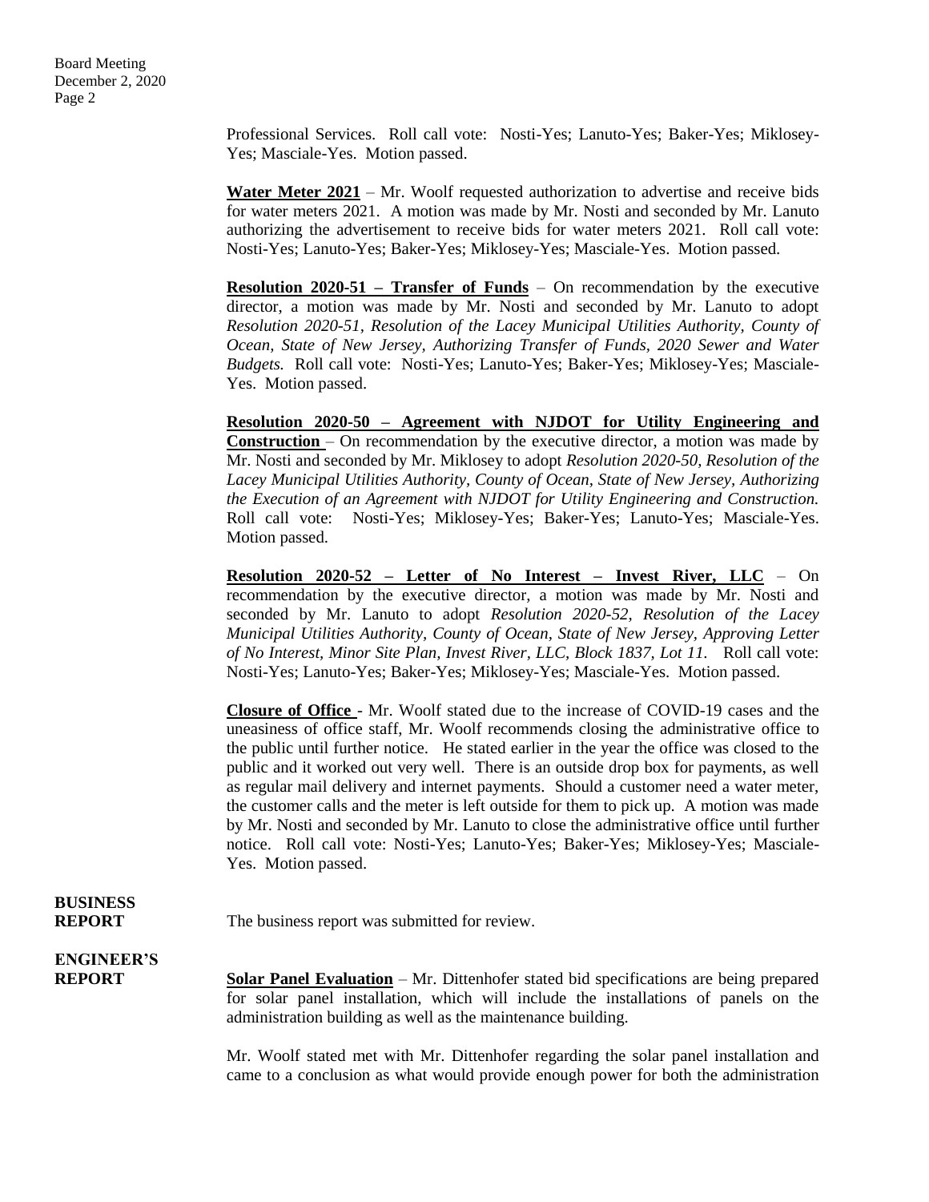Professional Services. Roll call vote: Nosti-Yes; Lanuto-Yes; Baker-Yes; Miklosey-Yes; Masciale-Yes. Motion passed.

**Water Meter 2021** – Mr. Woolf requested authorization to advertise and receive bids for water meters 2021. A motion was made by Mr. Nosti and seconded by Mr. Lanuto authorizing the advertisement to receive bids for water meters 2021. Roll call vote: Nosti-Yes; Lanuto-Yes; Baker-Yes; Miklosey-Yes; Masciale-Yes. Motion passed.

**Resolution 2020-51 – Transfer of Funds** – On recommendation by the executive director, a motion was made by Mr. Nosti and seconded by Mr. Lanuto to adopt *Resolution 2020-51, Resolution of the Lacey Municipal Utilities Authority, County of Ocean, State of New Jersey, Authorizing Transfer of Funds, 2020 Sewer and Water Budgets.* Roll call vote: Nosti-Yes; Lanuto-Yes; Baker-Yes; Miklosey-Yes; Masciale-Yes. Motion passed.

**Resolution 2020-50 – Agreement with NJDOT for Utility Engineering and Construction** – On recommendation by the executive director, a motion was made by Mr. Nosti and seconded by Mr. Miklosey to adopt *Resolution 2020-50, Resolution of the Lacey Municipal Utilities Authority, County of Ocean, State of New Jersey, Authorizing the Execution of an Agreement with NJDOT for Utility Engineering and Construction.* Roll call vote: Nosti-Yes; Miklosey-Yes; Baker-Yes; Lanuto-Yes; Masciale-Yes. Motion passed.

**Resolution 2020-52 – Letter of No Interest – Invest River, LLC** – On recommendation by the executive director, a motion was made by Mr. Nosti and seconded by Mr. Lanuto to adopt *Resolution 2020-52, Resolution of the Lacey Municipal Utilities Authority, County of Ocean, State of New Jersey, Approving Letter of No Interest, Minor Site Plan, Invest River, LLC, Block 1837, Lot 11.* Roll call vote: Nosti-Yes; Lanuto-Yes; Baker-Yes; Miklosey-Yes; Masciale-Yes. Motion passed.

**Closure of Office** - Mr. Woolf stated due to the increase of COVID-19 cases and the uneasiness of office staff, Mr. Woolf recommends closing the administrative office to the public until further notice. He stated earlier in the year the office was closed to the public and it worked out very well. There is an outside drop box for payments, as well as regular mail delivery and internet payments. Should a customer need a water meter, the customer calls and the meter is left outside for them to pick up. A motion was made by Mr. Nosti and seconded by Mr. Lanuto to close the administrative office until further notice. Roll call vote: Nosti-Yes; Lanuto-Yes; Baker-Yes; Miklosey-Yes; Masciale-Yes. Motion passed.

**BUSINESS REPORT**

The business report was submitted for review.

**ENGINEER'S REPORT**

**Solar Panel Evaluation** – Mr. Dittenhofer stated bid specifications are being prepared for solar panel installation, which will include the installations of panels on the administration building as well as the maintenance building.

Mr. Woolf stated met with Mr. Dittenhofer regarding the solar panel installation and came to a conclusion as what would provide enough power for both the administration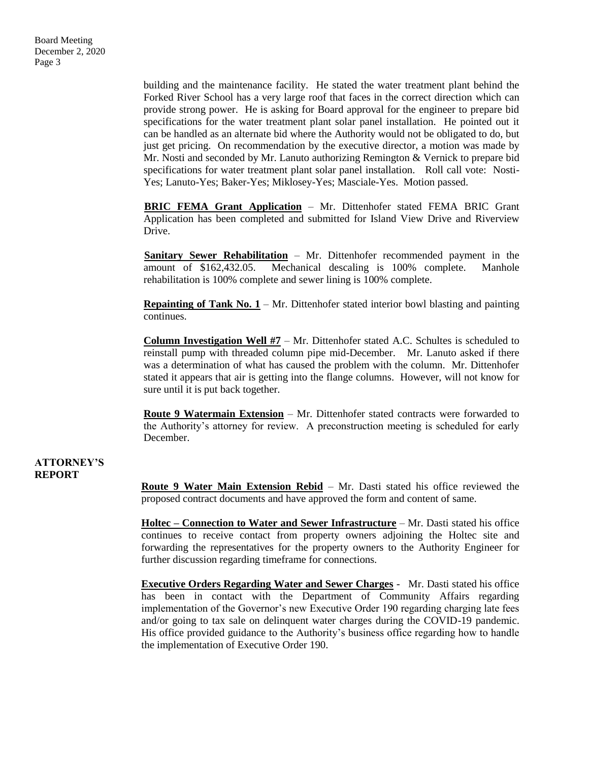building and the maintenance facility. He stated the water treatment plant behind the Forked River School has a very large roof that faces in the correct direction which can provide strong power. He is asking for Board approval for the engineer to prepare bid specifications for the water treatment plant solar panel installation. He pointed out it can be handled as an alternate bid where the Authority would not be obligated to do, but just get pricing. On recommendation by the executive director, a motion was made by Mr. Nosti and seconded by Mr. Lanuto authorizing Remington & Vernick to prepare bid specifications for water treatment plant solar panel installation. Roll call vote: Nosti-Yes; Lanuto-Yes; Baker-Yes; Miklosey-Yes; Masciale-Yes. Motion passed.

**BRIC FEMA Grant Application** – Mr. Dittenhofer stated FEMA BRIC Grant Application has been completed and submitted for Island View Drive and Riverview Drive.

**Sanitary Sewer Rehabilitation** – Mr. Dittenhofer recommended payment in the amount of $162,432.05. Mechanical descaling is 100% complete. Manhole rehabilitation is 100% complete and sewer lining is 100% complete.

**Repainting of Tank No. 1** – Mr. Dittenhofer stated interior bowl blasting and painting continues.

**Column Investigation Well #7** – Mr. Dittenhofer stated A.C. Schultes is scheduled to reinstall pump with threaded column pipe mid-December. Mr. Lanuto asked if there was a determination of what has caused the problem with the column. Mr. Dittenhofer stated it appears that air is getting into the flange columns. However, will not know for sure until it is put back together.

**Route 9 Watermain Extension** – Mr. Dittenhofer stated contracts were forwarded to the Authority's attorney for review. A preconstruction meeting is scheduled for early December.

## ATTORNEY'S REPORT

**Route 9 Water Main Extension Rebid** – Mr. Dasti stated his office reviewed the proposed contract documents and have approved the form and content of same.

**Holtec – Connection to Water and Sewer Infrastructure** – Mr. Dasti stated his office continues to receive contact from property owners adjoining the Holtec site and forwarding the representatives for the property owners to the Authority Engineer for further discussion regarding timeframe for connections.

**Executive Orders Regarding Water and Sewer Charges** - Mr. Dasti stated his office has been in contact with the Department of Community Affairs regarding implementation of the Governor's new Executive Order 190 regarding charging late fees and/or going to tax sale on delinquent water charges during the COVID-19 pandemic. His office provided guidance to the Authority's business office regarding how to handle the implementation of Executive Order 190.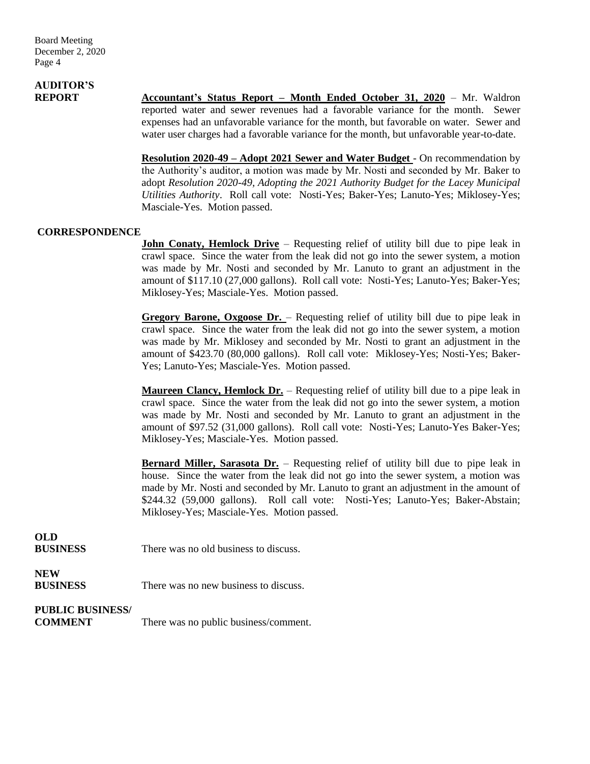**AUDITOR'S REPORT**

**Accountant's Status Report – Month Ended October 31, 2020** – Mr. Waldron reported water and sewer revenues had a favorable variance for the month. Sewer expenses had an unfavorable variance for the month, but favorable on water. Sewer and water user charges had a favorable variance for the month, but unfavorable year-to-date.

**Resolution 2020-49 – Adopt 2021 Sewer and Water Budget** - On recommendation by the Authority's auditor, a motion was made by Mr. Nosti and seconded by Mr. Baker to adopt *Resolution 2020-49, Adopting the 2021 Authority Budget for the Lacey Municipal Utilities Authority*. Roll call vote: Nosti-Yes; Baker-Yes; Lanuto-Yes; Miklosey-Yes; Masciale-Yes. Motion passed.

**CORRESPONDENCE**

**John Conaty, Hemlock Drive** – Requesting relief of utility bill due to pipe leak in crawl space. Since the water from the leak did not go into the sewer system, a motion was made by Mr. Nosti and seconded by Mr. Lanuto to grant an adjustment in the amount of $117.10 (27,000 gallons). Roll call vote: Nosti-Yes; Lanuto-Yes; Baker-Yes; Miklosey-Yes; Masciale-Yes. Motion passed.

**Gregory Barone, Oxgoose Dr.** – Requesting relief of utility bill due to pipe leak in crawl space. Since the water from the leak did not go into the sewer system, a motion was made by Mr. Miklosey and seconded by Mr. Nosti to grant an adjustment in the amount of $423.70 (80,000 gallons). Roll call vote: Miklosey-Yes; Nosti-Yes; Baker-Yes; Lanuto-Yes; Masciale-Yes. Motion passed.

**Maureen Clancy, Hemlock Dr.** – Requesting relief of utility bill due to a pipe leak in crawl space. Since the water from the leak did not go into the sewer system, a motion was made by Mr. Nosti and seconded by Mr. Lanuto to grant an adjustment in the amount of $97.52 (31,000 gallons). Roll call vote: Nosti-Yes; Lanuto-Yes Baker-Yes; Miklosey-Yes; Masciale-Yes. Motion passed.

**Bernard Miller, Sarasota Dr.** – Requesting relief of utility bill due to pipe leak in house. Since the water from the leak did not go into the sewer system, a motion was made by Mr. Nosti and seconded by Mr. Lanuto to grant an adjustment in the amount of $244.32 (59,000 gallons). Roll call vote: Nosti-Yes; Lanuto-Yes; Baker-Abstain; Miklosey-Yes; Masciale-Yes. Motion passed.

**OLD BUSINESS**

There was no old business to discuss.

**NEW BUSINESS**

There was no new business to discuss.

**PUBLIC BUSINESS/ COMMENT**

There was no public business/comment.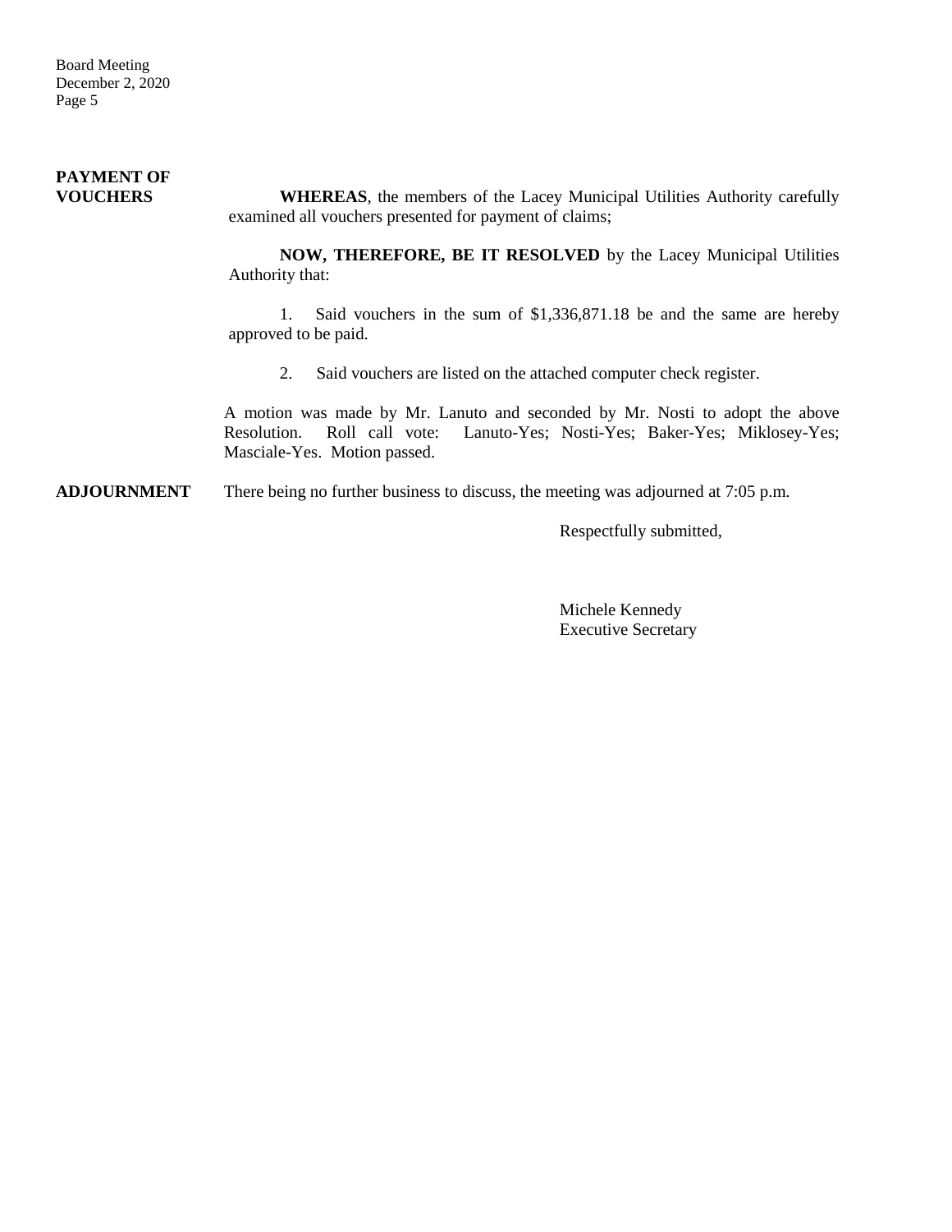**PAYMENT OF VOUCHERS**

**WHEREAS**, the members of the Lacey Municipal Utilities Authority carefully examined all vouchers presented for payment of claims;

**NOW, THEREFORE, BE IT RESOLVED** by the Lacey Municipal Utilities Authority that:

1. Said vouchers in the sum of $1,336,871.18 be and the same are hereby approved to be paid.

2. Said vouchers are listed on the attached computer check register.

A motion was made by Mr. Lanuto and seconded by Mr. Nosti to adopt the above Resolution. Roll call vote: Lanuto-Yes; Nosti-Yes; Baker-Yes; Miklosey-Yes; Masciale-Yes. Motion passed.

**ADJOURNMENT** There being no further business to discuss, the meeting was adjourned at 7:05 p.m.

Respectfully submitted,

Michele Kennedy
Executive Secretary